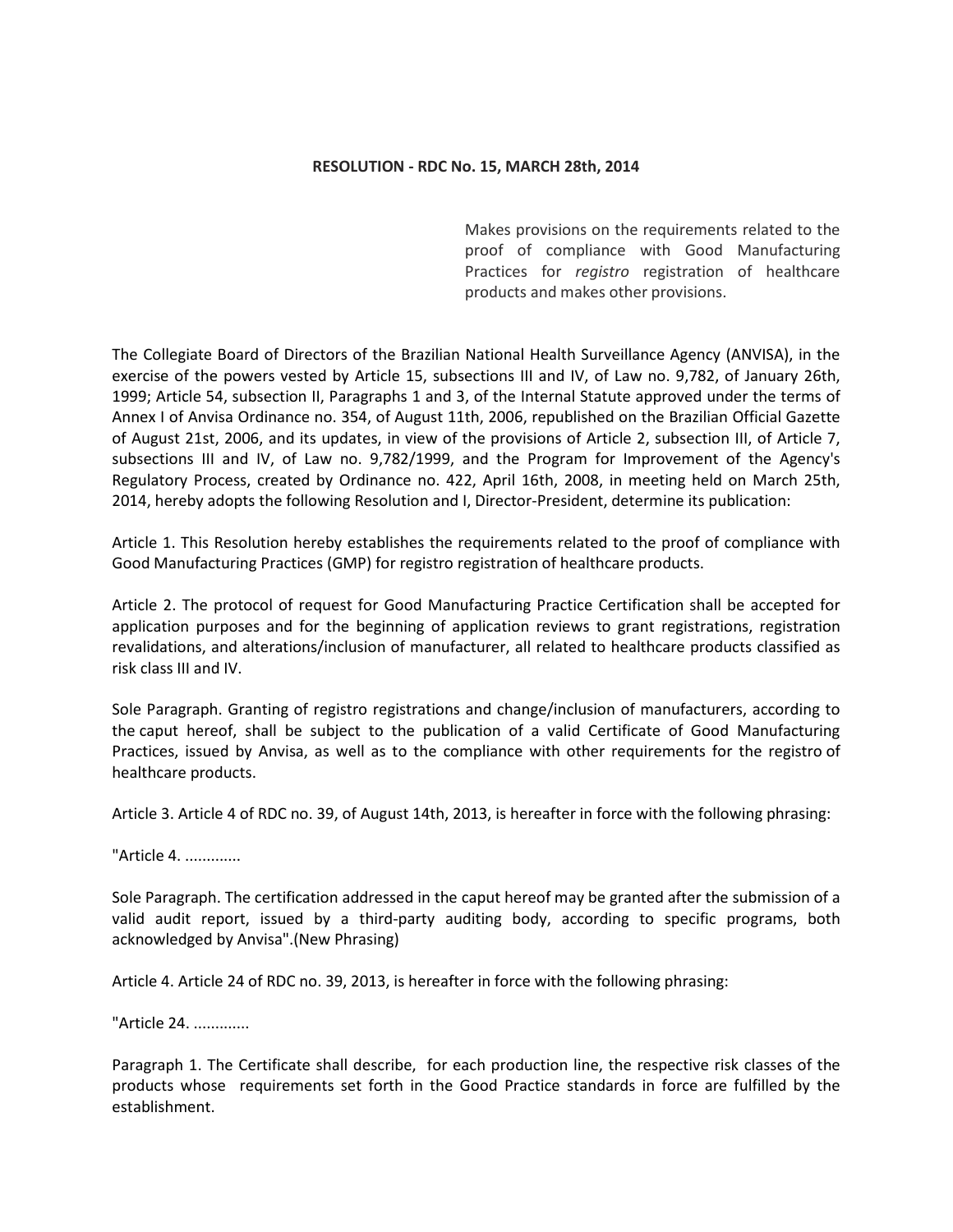**RESOLUTION - RDC No. 15, MARCH 28th, 2014**

Makes provisions on the requirements related to the proof of compliance with Good Manufacturing Practices for *registro* registration of healthcare products and makes other provisions.

The Collegiate Board of Directors of the Brazilian National Health Surveillance Agency (ANVISA), in the exercise of the powers vested by Article 15, subsections III and IV, of Law no. 9,782, of January 26th, 1999; Article 54, subsection II, Paragraphs 1 and 3, of the Internal Statute approved under the terms of Annex I of Anvisa Ordinance no. 354, of August 11th, 2006, republished on the Brazilian Official Gazette of August 21st, 2006, and its updates, in view of the provisions of Article 2, subsection III, of Article 7, subsections III and IV, of Law no. 9,782/1999, and the Program for Improvement of the Agency's Regulatory Process, created by Ordinance no. 422, April 16th, 2008, in meeting held on March 25th, 2014, hereby adopts the following Resolution and I, Director-President, determine its publication:

Article 1. This Resolution hereby establishes the requirements related to the proof of compliance with Good Manufacturing Practices (GMP) for registro registration of healthcare products.

Article 2. The protocol of request for Good Manufacturing Practice Certification shall be accepted for application purposes and for the beginning of application reviews to grant registrations, registration revalidations, and alterations/inclusion of manufacturer, all related to healthcare products classified as risk class III and IV.

Sole Paragraph. Granting of registro registrations and change/inclusion of manufacturers, according to the caput hereof, shall be subject to the publication of a valid Certificate of Good Manufacturing Practices, issued by Anvisa, as well as to the compliance with other requirements for the registro of healthcare products.

Article 3. Article 4 of RDC no. 39, of August 14th, 2013, is hereafter in force with the following phrasing:

"Article 4. .............

Sole Paragraph. The certification addressed in the caput hereof may be granted after the submission of a valid audit report, issued by a third-party auditing body, according to specific programs, both acknowledged by Anvisa".(New Phrasing)

Article 4. Article 24 of RDC no. 39, 2013, is hereafter in force with the following phrasing:

"Article 24. .............

Paragraph 1. The Certificate shall describe, for each production line, the respective risk classes of the products whose requirements set forth in the Good Practice standards in force are fulfilled by the establishment.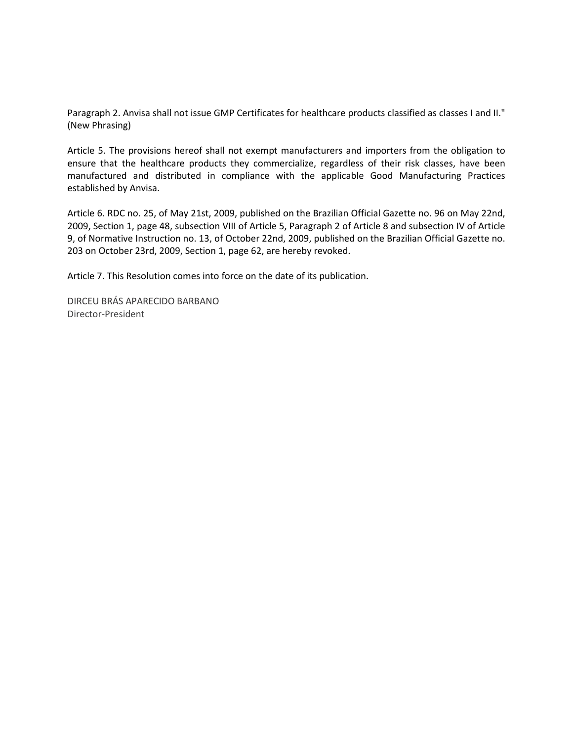Paragraph 2. Anvisa shall not issue GMP Certificates for healthcare products classified as classes I and II." (New Phrasing)

Article 5. The provisions hereof shall not exempt manufacturers and importers from the obligation to ensure that the healthcare products they commercialize, regardless of their risk classes, have been manufactured and distributed in compliance with the applicable Good Manufacturing Practices established by Anvisa.

Article 6. RDC no. 25, of May 21st, 2009, published on the Brazilian Official Gazette no. 96 on May 22nd, 2009, Section 1, page 48, subsection VIII of Article 5, Paragraph 2 of Article 8 and subsection IV of Article 9, of Normative Instruction no. 13, of October 22nd, 2009, published on the Brazilian Official Gazette no. 203 on October 23rd, 2009, Section 1, page 62, are hereby revoked.

Article 7. This Resolution comes into force on the date of its publication.

DIRCEU BRÁS APARECIDO BARBANO
Director-President